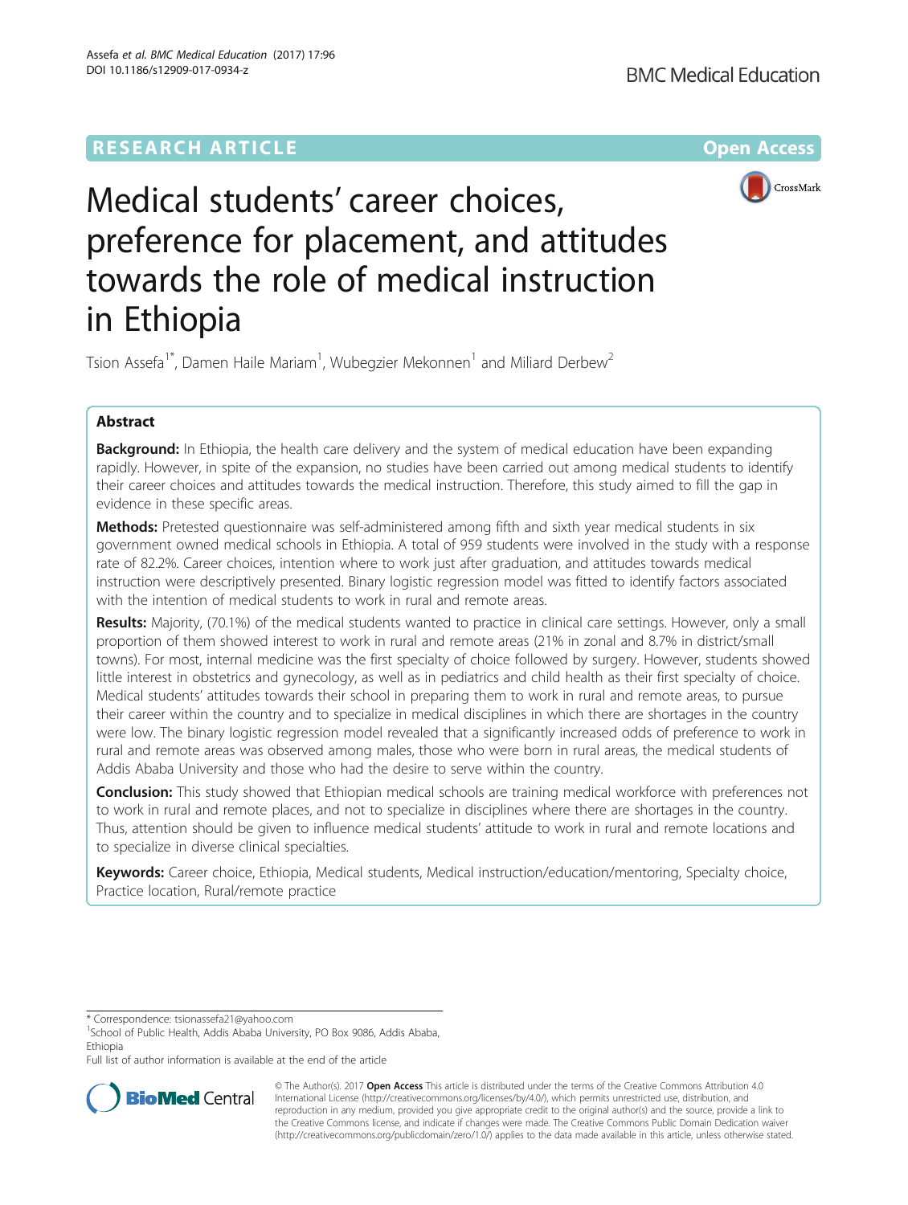RESEARCH ARTICLE

Open Access

# Medical students' career choices, preference for placement, and attitudes towards the role of medical instruction in Ethiopia

Tsion Assefa[1*], Damen Haile Mariam[1], Wubegzier Mekonnen[1] and Miliard Derbew[2]

## Abstract

**Background:** In Ethiopia, the health care delivery and the system of medical education have been expanding rapidly. However, in spite of the expansion, no studies have been carried out among medical students to identify their career choices and attitudes towards the medical instruction. Therefore, this study aimed to fill the gap in evidence in these specific areas.

**Methods:** Pretested questionnaire was self-administered among fifth and sixth year medical students in six government owned medical schools in Ethiopia. A total of 959 students were involved in the study with a response rate of 82.2%. Career choices, intention where to work just after graduation, and attitudes towards medical instruction were descriptively presented. Binary logistic regression model was fitted to identify factors associated with the intention of medical students to work in rural and remote areas.

**Results:** Majority, (70.1%) of the medical students wanted to practice in clinical care settings. However, only a small proportion of them showed interest to work in rural and remote areas (21% in zonal and 8.7% in district/small towns). For most, internal medicine was the first specialty of choice followed by surgery. However, students showed little interest in obstetrics and gynecology, as well as in pediatrics and child health as their first specialty of choice. Medical students' attitudes towards their school in preparing them to work in rural and remote areas, to pursue their career within the country and to specialize in medical disciplines in which there are shortages in the country were low. The binary logistic regression model revealed that a significantly increased odds of preference to work in rural and remote areas was observed among males, those who were born in rural areas, the medical students of Addis Ababa University and those who had the desire to serve within the country.

**Conclusion:** This study showed that Ethiopian medical schools are training medical workforce with preferences not to work in rural and remote places, and not to specialize in disciplines where there are shortages in the country. Thus, attention should be given to influence medical students' attitude to work in rural and remote locations and to specialize in diverse clinical specialties.

**Keywords:** Career choice, Ethiopia, Medical students, Medical instruction/education/mentoring, Specialty choice, Practice location, Rural/remote practice

---

\* Correspondence: tsionassefa21@yahoo.com

[1]School of Public Health, Addis Ababa University, PO Box 9086, Addis Ababa, Ethiopia

Full list of author information is available at the end of the article

© The Author(s). 2017 **Open Access** This article is distributed under the terms of the Creative Commons Attribution 4.0 International License (http://creativecommons.org/licenses/by/4.0/), which permits unrestricted use, distribution, and reproduction in any medium, provided you give appropriate credit to the original author(s) and the source, provide a link to the Creative Commons license, and indicate if changes were made. The Creative Commons Public Domain Dedication waiver (http://creativecommons.org/publicdomain/zero/1.0/) applies to the data made available in this article, unless otherwise stated.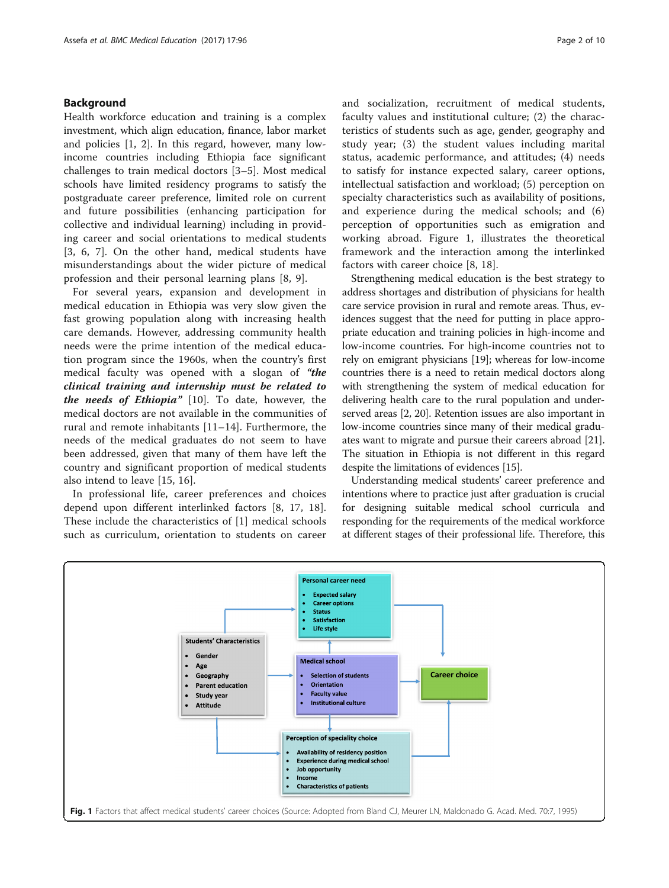## Background

Health workforce education and training is a complex investment, which align education, finance, labor market and policies [1, 2]. In this regard, however, many low-income countries including Ethiopia face significant challenges to train medical doctors [3–5]. Most medical schools have limited residency programs to satisfy the postgraduate career preference, limited role on current and future possibilities (enhancing participation for collective and individual learning) including in providing career and social orientations to medical students [3, 6, 7]. On the other hand, medical students have misunderstandings about the wider picture of medical profession and their personal learning plans [8, 9].

For several years, expansion and development in medical education in Ethiopia was very slow given the fast growing population along with increasing health care demands. However, addressing community health needs were the prime intention of the medical education program since the 1960s, when the country's first medical faculty was opened with a slogan of ***"the clinical training and internship must be related to the needs of Ethiopia"*** [10]. To date, however, the medical doctors are not available in the communities of rural and remote inhabitants [11–14]. Furthermore, the needs of the medical graduates do not seem to have been addressed, given that many of them have left the country and significant proportion of medical students also intend to leave [15, 16].

In professional life, career preferences and choices depend upon different interlinked factors [8, 17, 18]. These include the characteristics of [1] medical schools such as curriculum, orientation to students on career and socialization, recruitment of medical students, faculty values and institutional culture; (2) the characteristics of students such as age, gender, geography and study year; (3) the student values including marital status, academic performance, and attitudes; (4) needs to satisfy for instance expected salary, career options, intellectual satisfaction and workload; (5) perception on specialty characteristics such as availability of positions, and experience during the medical schools; and (6) perception of opportunities such as emigration and working abroad. Figure 1, illustrates the theoretical framework and the interaction among the interlinked factors with career choice [8, 18].

Strengthening medical education is the best strategy to address shortages and distribution of physicians for health care service provision in rural and remote areas. Thus, evidences suggest that the need for putting in place appropriate education and training policies in high-income and low-income countries. For high-income countries not to rely on emigrant physicians [19]; whereas for low-income countries there is a need to retain medical doctors along with strengthening the system of medical education for delivering health care to the rural population and underserved areas [2, 20]. Retention issues are also important in low-income countries since many of their medical graduates want to migrate and pursue their careers abroad [21]. The situation in Ethiopia is not different in this regard despite the limitations of evidences [15].

Understanding medical students' career preference and intentions where to practice just after graduation is crucial for designing suitable medical school curricula and responding for the requirements of the medical workforce at different stages of their professional life. Therefore, this

**Personal career need**
- Expected salary
- Career options
- Status
- Satisfaction
- Life style

**Students' Characteristics**
- Gender
- Age
- Geography
- Parent education
- Study year
- Attitude

**Medical school**
- Selection of students
- Orientation
- Faculty value
- Institutional culture

**Career choice**

**Perception of speciality choice**
- Availability of residency position
- Experience during medical school
- Job opportunity
- Income
- Characteristics of patients

**Fig. 1** Factors that affect medical students' career choices (Source: Adopted from Bland CJ, Meurer LN, Maldonado G. Acad. Med. 70:7, 1995)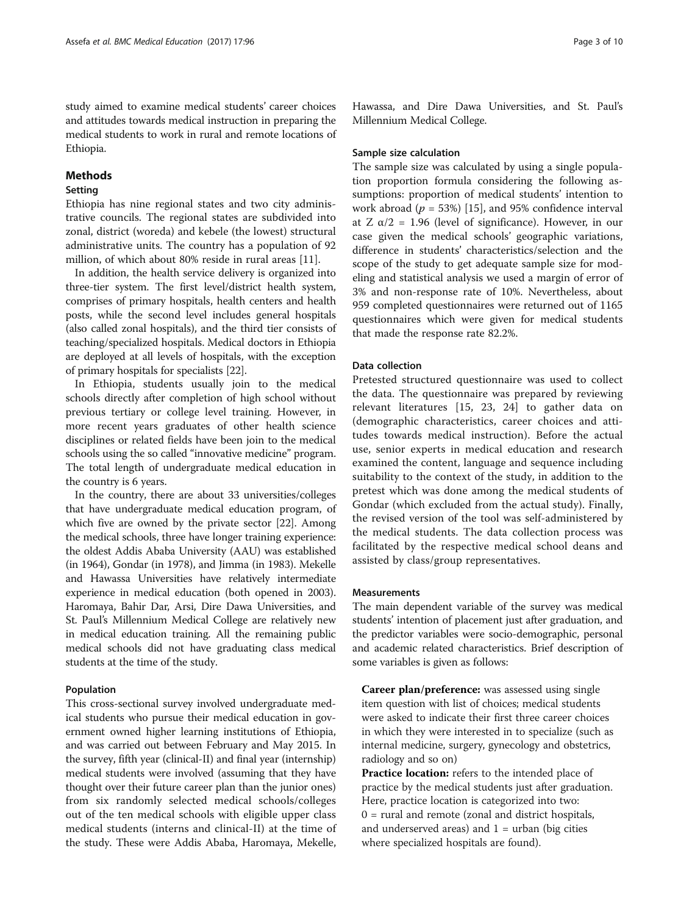study aimed to examine medical students' career choices and attitudes towards medical instruction in preparing the medical students to work in rural and remote locations of Ethiopia.

## Methods

### Setting

Ethiopia has nine regional states and two city administrative councils. The regional states are subdivided into zonal, district (woreda) and kebele (the lowest) structural administrative units. The country has a population of 92 million, of which about 80% reside in rural areas [11].

In addition, the health service delivery is organized into three-tier system. The first level/district health system, comprises of primary hospitals, health centers and health posts, while the second level includes general hospitals (also called zonal hospitals), and the third tier consists of teaching/specialized hospitals. Medical doctors in Ethiopia are deployed at all levels of hospitals, with the exception of primary hospitals for specialists [22].

In Ethiopia, students usually join to the medical schools directly after completion of high school without previous tertiary or college level training. However, in more recent years graduates of other health science disciplines or related fields have been join to the medical schools using the so called "innovative medicine" program. The total length of undergraduate medical education in the country is 6 years.

In the country, there are about 33 universities/colleges that have undergraduate medical education program, of which five are owned by the private sector [22]. Among the medical schools, three have longer training experience: the oldest Addis Ababa University (AAU) was established (in 1964), Gondar (in 1978), and Jimma (in 1983). Mekelle and Hawassa Universities have relatively intermediate experience in medical education (both opened in 2003). Haromaya, Bahir Dar, Arsi, Dire Dawa Universities, and St. Paul's Millennium Medical College are relatively new in medical education training. All the remaining public medical schools did not have graduating class medical students at the time of the study.

### Population

This cross-sectional survey involved undergraduate medical students who pursue their medical education in government owned higher learning institutions of Ethiopia, and was carried out between February and May 2015. In the survey, fifth year (clinical-II) and final year (internship) medical students were involved (assuming that they have thought over their future career plan than the junior ones) from six randomly selected medical schools/colleges out of the ten medical schools with eligible upper class medical students (interns and clinical-II) at the time of the study. These were Addis Ababa, Haromaya, Mekelle, Hawassa, and Dire Dawa Universities, and St. Paul's Millennium Medical College.

### Sample size calculation

The sample size was calculated by using a single population proportion formula considering the following assumptions: proportion of medical students' intention to work abroad ($p$ = 53%) [15], and 95% confidence interval at $Z\ \alpha/2 = 1.96$ (level of significance). However, in our case given the medical schools' geographic variations, difference in students' characteristics/selection and the scope of the study to get adequate sample size for modeling and statistical analysis we used a margin of error of 3% and non-response rate of 10%. Nevertheless, about 959 completed questionnaires were returned out of 1165 questionnaires which were given for medical students that made the response rate 82.2%.

### Data collection

Pretested structured questionnaire was used to collect the data. The questionnaire was prepared by reviewing relevant literatures [15, 23, 24] to gather data on (demographic characteristics, career choices and attitudes towards medical instruction). Before the actual use, senior experts in medical education and research examined the content, language and sequence including suitability to the context of the study, in addition to the pretest which was done among the medical students of Gondar (which excluded from the actual study). Finally, the revised version of the tool was self-administered by the medical students. The data collection process was facilitated by the respective medical school deans and assisted by class/group representatives.

### Measurements

The main dependent variable of the survey was medical students' intention of placement just after graduation, and the predictor variables were socio-demographic, personal and academic related characteristics. Brief description of some variables is given as follows:

**Career plan/preference:** was assessed using single item question with list of choices; medical students were asked to indicate their first three career choices in which they were interested in to specialize (such as internal medicine, surgery, gynecology and obstetrics, radiology and so on)

**Practice location:** refers to the intended place of practice by the medical students just after graduation. Here, practice location is categorized into two: 0 = rural and remote (zonal and district hospitals, and underserved areas) and 1 = urban (big cities where specialized hospitals are found).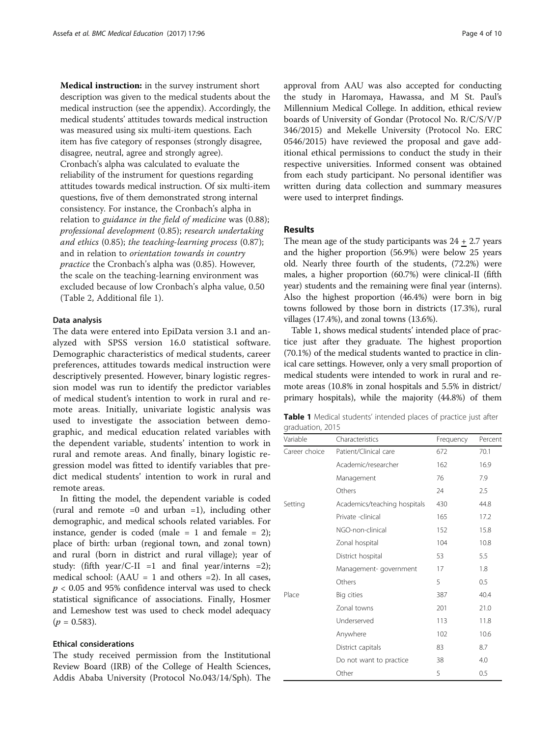**Medical instruction:** in the survey instrument short description was given to the medical students about the medical instruction (see the appendix). Accordingly, the medical students' attitudes towards medical instruction was measured using six multi-item questions. Each item has five category of responses (strongly disagree, disagree, neutral, agree and strongly agree). Cronbach's alpha was calculated to evaluate the reliability of the instrument for questions regarding attitudes towards medical instruction. Of six multi-item questions, five of them demonstrated strong internal consistency. For instance, the Cronbach's alpha in relation to *guidance in the field of medicine* was (0.88); *professional development* (0.85); *research undertaking and ethics* (0.85); *the teaching-learning process* (0.87); and in relation to *orientation towards in country practice* the Cronbach's alpha was (0.85). However, the scale on the teaching-learning environment was excluded because of low Cronbach's alpha value, 0.50 (Table 2, Additional file 1).

### Data analysis

The data were entered into EpiData version 3.1 and analyzed with SPSS version 16.0 statistical software. Demographic characteristics of medical students, career preferences, attitudes towards medical instruction were descriptively presented. However, binary logistic regression model was run to identify the predictor variables of medical student's intention to work in rural and remote areas. Initially, univariate logistic analysis was used to investigate the association between demographic, and medical education related variables with the dependent variable, students' intention to work in rural and remote areas. And finally, binary logistic regression model was fitted to identify variables that predict medical students' intention to work in rural and remote areas.

In fitting the model, the dependent variable is coded (rural and remote =0 and urban =1), including other demographic, and medical schools related variables. For instance, gender is coded (male = 1 and female = 2); place of birth: urban (regional town, and zonal town) and rural (born in district and rural village); year of study: (fifth year/C-II =1 and final year/interns =2); medical school: (AAU = 1 and others =2). In all cases, $p < 0.05$ and 95% confidence interval was used to check statistical significance of associations. Finally, Hosmer and Lemeshow test was used to check model adequacy ($p = 0.583$).

### Ethical considerations

The study received permission from the Institutional Review Board (IRB) of the College of Health Sciences, Addis Ababa University (Protocol No.043/14/Sph). The approval from AAU was also accepted for conducting the study in Haromaya, Hawassa, and M St. Paul's Millennium Medical College. In addition, ethical review boards of University of Gondar (Protocol No. R/C/S/V/P 346/2015) and Mekelle University (Protocol No. ERC 0546/2015) have reviewed the proposal and gave additional ethical permissions to conduct the study in their respective universities. Informed consent was obtained from each study participant. No personal identifier was written during data collection and summary measures were used to interpret findings.

## Results

The mean age of the study participants was $24 \pm 2.7$ years and the higher proportion (56.9%) were below 25 years old. Nearly three fourth of the students, (72.2%) were males, a higher proportion (60.7%) were clinical-II (fifth year) students and the remaining were final year (interns). Also the highest proportion (46.4%) were born in big towns followed by those born in districts (17.3%), rural villages (17.4%), and zonal towns (13.6%).

Table 1, shows medical students' intended place of practice just after they graduate. The highest proportion (70.1%) of the medical students wanted to practice in clinical care settings. However, only a very small proportion of medical students were intended to work in rural and remote areas (10.8% in zonal hospitals and 5.5% in district/primary hospitals), while the majority (44.8%) of them

**Table 1** Medical students' intended places of practice just after graduation, 2015

| Variable | Characteristics | Frequency | Percent |
|---|---|---|---|
| Career choice | Patient/Clinical care | 672 | 70.1 |
| | Academic/researcher | 162 | 16.9 |
| | Management | 76 | 7.9 |
| | Others | 24 | 2.5 |
| Setting | Academics/teaching hospitals | 430 | 44.8 |
| | Private -clinical | 165 | 17.2 |
| | NGO-non-clinical | 152 | 15.8 |
| | Zonal hospital | 104 | 10.8 |
| | District hospital | 53 | 5.5 |
| | Management- government | 17 | 1.8 |
| | Others | 5 | 0.5 |
| Place | Big cities | 387 | 40.4 |
| | Zonal towns | 201 | 21.0 |
| | Underserved | 113 | 11.8 |
| | Anywhere | 102 | 10.6 |
| | District capitals | 83 | 8.7 |
| | Do not want to practice | 38 | 4.0 |
| | Other | 5 | 0.5 |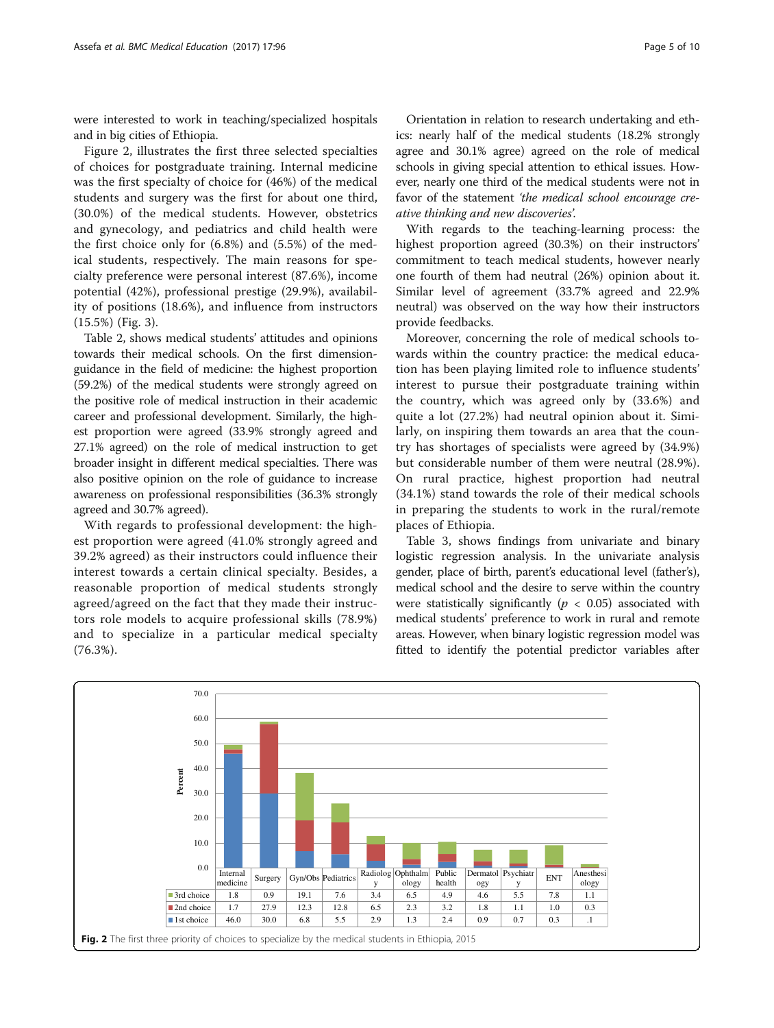were interested to work in teaching/specialized hospitals and in big cities of Ethiopia.

Figure 2, illustrates the first three selected specialties of choices for postgraduate training. Internal medicine was the first specialty of choice for (46%) of the medical students and surgery was the first for about one third, (30.0%) of the medical students. However, obstetrics and gynecology, and pediatrics and child health were the first choice only for (6.8%) and (5.5%) of the medical students, respectively. The main reasons for specialty preference were personal interest (87.6%), income potential (42%), professional prestige (29.9%), availability of positions (18.6%), and influence from instructors (15.5%) (Fig. 3).

Table 2, shows medical students' attitudes and opinions towards their medical schools. On the first dimension-guidance in the field of medicine: the highest proportion (59.2%) of the medical students were strongly agreed on the positive role of medical instruction in their academic career and professional development. Similarly, the highest proportion were agreed (33.9% strongly agreed and 27.1% agreed) on the role of medical instruction to get broader insight in different medical specialties. There was also positive opinion on the role of guidance to increase awareness on professional responsibilities (36.3% strongly agreed and 30.7% agreed).

With regards to professional development: the highest proportion were agreed (41.0% strongly agreed and 39.2% agreed) as their instructors could influence their interest towards a certain clinical specialty. Besides, a reasonable proportion of medical students strongly agreed/agreed on the fact that they made their instructors role models to acquire professional skills (78.9%) and to specialize in a particular medical specialty (76.3%).

Orientation in relation to research undertaking and ethics: nearly half of the medical students (18.2% strongly agree and 30.1% agree) agreed on the role of medical schools in giving special attention to ethical issues. However, nearly one third of the medical students were not in favor of the statement *'the medical school encourage creative thinking and new discoveries'.*

With regards to the teaching-learning process: the highest proportion agreed (30.3%) on their instructors' commitment to teach medical students, however nearly one fourth of them had neutral (26%) opinion about it. Similar level of agreement (33.7% agreed and 22.9% neutral) was observed on the way how their instructors provide feedbacks.

Moreover, concerning the role of medical schools towards within the country practice: the medical education has been playing limited role to influence students' interest to pursue their postgraduate training within the country, which was agreed only by (33.6%) and quite a lot (27.2%) had neutral opinion about it. Similarly, on inspiring them towards an area that the country has shortages of specialists were agreed by (34.9%) but considerable number of them were neutral (28.9%). On rural practice, highest proportion had neutral (34.1%) stand towards the role of their medical schools in preparing the students to work in the rural/remote places of Ethiopia.

Table 3, shows findings from univariate and binary logistic regression analysis. In the univariate analysis gender, place of birth, parent's educational level (father's), medical school and the desire to serve within the country were statistically significantly ($p < 0.05$) associated with medical students' preference to work in rural and remote areas. However, when binary logistic regression model was fitted to identify the potential predictor variables after

| | Internal medicine | Surgery | Gyn/Obs | Pediatrics | Radiology | Ophthalmology | Public health | Dermatology | Psychiatry | ENT | Anesthesiology |
|---|---|---|---|---|---|---|---|---|---|---|---|
| 3rd choice | 1.8 | 0.9 | 19.1 | 7.6 | 3.4 | 6.5 | 4.9 | 4.6 | 5.5 | 7.8 | 1.1 |
| 2nd choice | 1.7 | 27.9 | 12.3 | 12.8 | 6.5 | 2.3 | 3.2 | 1.8 | 1.1 | 1.0 | 0.3 |
| 1st choice | 46.0 | 30.0 | 6.8 | 5.5 | 2.9 | 1.3 | 2.4 | 0.9 | 0.7 | 0.3 | .1 |

**Fig. 2** The first three priority of choices to specialize by the medical students in Ethiopia, 2015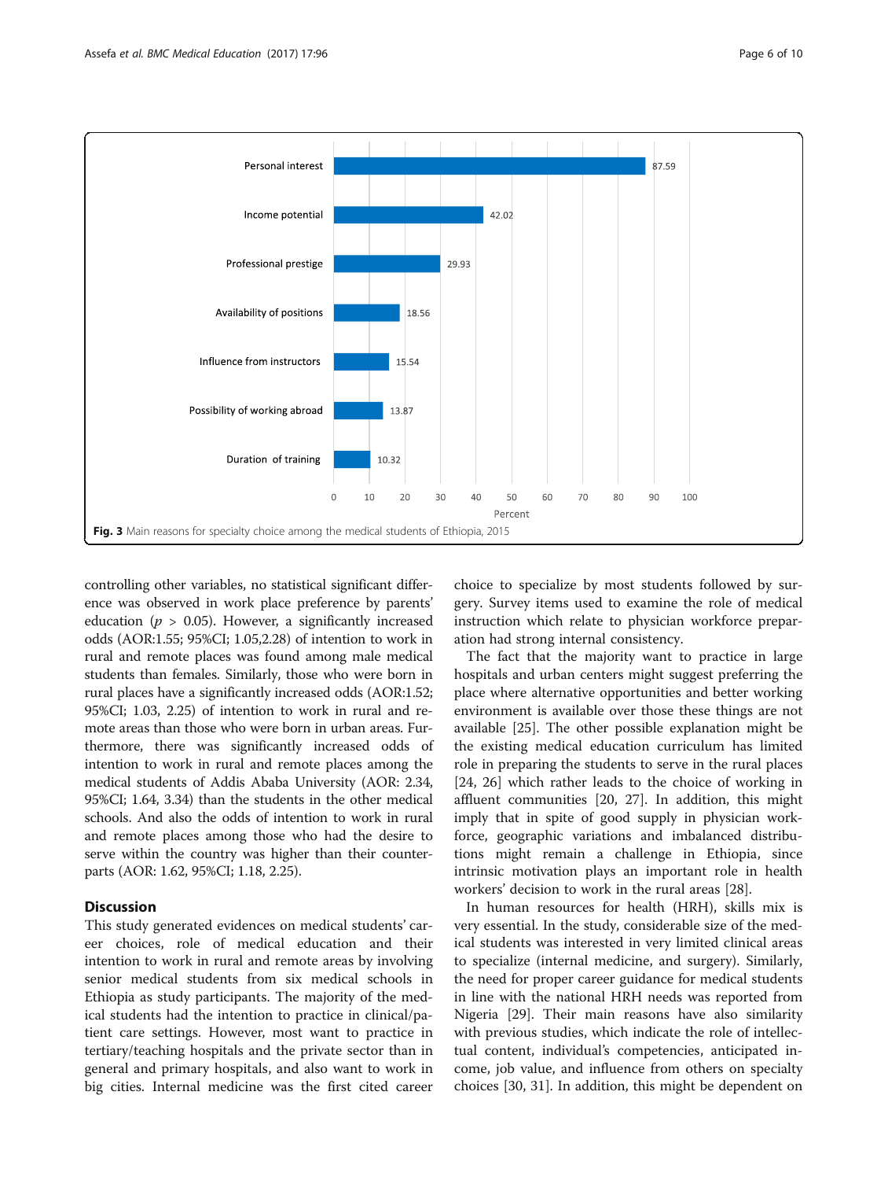| Main reasons | Percent |
| --- | --- |
| Personal interest | 87.59 |
| Income potential | 42.02 |
| Professional prestige | 29.93 |
| Availability of positions | 18.56 |
| Influence from instructors | 15.54 |
| Possibility of working abroad | 13.87 |
| Duration of training | 10.32 |

**Fig. 3** Main reasons for specialty choice among the medical students of Ethiopia, 2015

controlling other variables, no statistical significant difference was observed in work place preference by parents' education ($p > 0.05$). However, a significantly increased odds (AOR:1.55; 95%CI; 1.05,2.28) of intention to work in rural and remote places was found among male medical students than females. Similarly, those who were born in rural places have a significantly increased odds (AOR:1.52; 95%CI; 1.03, 2.25) of intention to work in rural and remote areas than those who were born in urban areas. Furthermore, there was significantly increased odds of intention to work in rural and remote places among the medical students of Addis Ababa University (AOR: 2.34, 95%CI; 1.64, 3.34) than the students in the other medical schools. And also the odds of intention to work in rural and remote places among those who had the desire to serve within the country was higher than their counterparts (AOR: 1.62, 95%CI; 1.18, 2.25).

## Discussion

This study generated evidences on medical students' career choices, role of medical education and their intention to work in rural and remote areas by involving senior medical students from six medical schools in Ethiopia as study participants. The majority of the medical students had the intention to practice in clinical/patient care settings. However, most want to practice in tertiary/teaching hospitals and the private sector than in general and primary hospitals, and also want to work in big cities. Internal medicine was the first cited career choice to specialize by most students followed by surgery. Survey items used to examine the role of medical instruction which relate to physician workforce preparation had strong internal consistency.

The fact that the majority want to practice in large hospitals and urban centers might suggest preferring the place where alternative opportunities and better working environment is available over those these things are not available [25]. The other possible explanation might be the existing medical education curriculum has limited role in preparing the students to serve in the rural places [24, 26] which rather leads to the choice of working in affluent communities [20, 27]. In addition, this might imply that in spite of good supply in physician workforce, geographic variations and imbalanced distributions might remain a challenge in Ethiopia, since intrinsic motivation plays an important role in health workers' decision to work in the rural areas [28].

In human resources for health (HRH), skills mix is very essential. In the study, considerable size of the medical students was interested in very limited clinical areas to specialize (internal medicine, and surgery). Similarly, the need for proper career guidance for medical students in line with the national HRH needs was reported from Nigeria [29]. Their main reasons have also similarity with previous studies, which indicate the role of intellectual content, individual's competencies, anticipated income, job value, and influence from others on specialty choices [30, 31]. In addition, this might be dependent on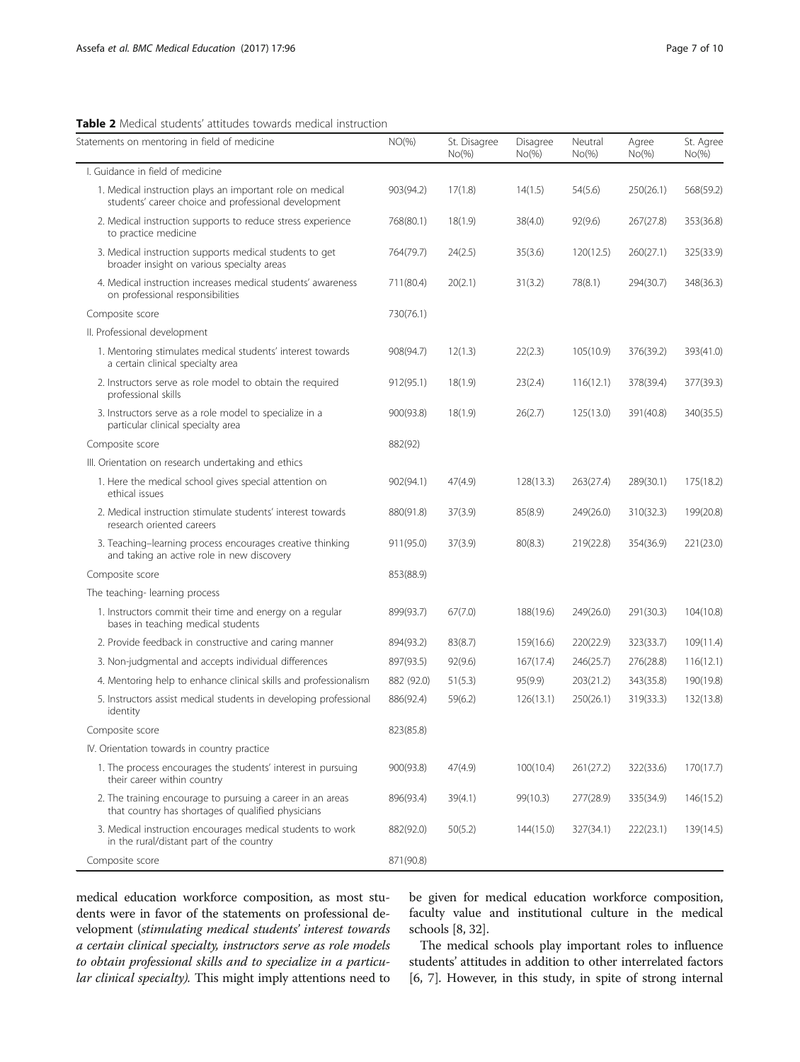**Table 2** Medical students' attitudes towards medical instruction

| Statements on mentoring in field of medicine | NO(%) | St. Disagree No(%) | Disagree No(%) | Neutral No(%) | Agree No(%) | St. Agree No(%) |
|---|---|---|---|---|---|---|
| I. Guidance in field of medicine | | | | | | |
| 1. Medical instruction plays an important role on medical students' career choice and professional development | 903(94.2) | 17(1.8) | 14(1.5) | 54(5.6) | 250(26.1) | 568(59.2) |
| 2. Medical instruction supports to reduce stress experience to practice medicine | 768(80.1) | 18(1.9) | 38(4.0) | 92(9.6) | 267(27.8) | 353(36.8) |
| 3. Medical instruction supports medical students to get broader insight on various specialty areas | 764(79.7) | 24(2.5) | 35(3.6) | 120(12.5) | 260(27.1) | 325(33.9) |
| 4. Medical instruction increases medical students' awareness on professional responsibilities | 711(80.4) | 20(2.1) | 31(3.2) | 78(8.1) | 294(30.7) | 348(36.3) |
| Composite score | 730(76.1) | | | | | |
| II. Professional development | | | | | | |
| 1. Mentoring stimulates medical students' interest towards a certain clinical specialty area | 908(94.7) | 12(1.3) | 22(2.3) | 105(10.9) | 376(39.2) | 393(41.0) |
| 2. Instructors serve as role model to obtain the required professional skills | 912(95.1) | 18(1.9) | 23(2.4) | 116(12.1) | 378(39.4) | 377(39.3) |
| 3. Instructors serve as a role model to specialize in a particular clinical specialty area | 900(93.8) | 18(1.9) | 26(2.7) | 125(13.0) | 391(40.8) | 340(35.5) |
| Composite score | 882(92) | | | | | |
| III. Orientation on research undertaking and ethics | | | | | | |
| 1. Here the medical school gives special attention on ethical issues | 902(94.1) | 47(4.9) | 128(13.3) | 263(27.4) | 289(30.1) | 175(18.2) |
| 2. Medical instruction stimulate students' interest towards research oriented careers | 880(91.8) | 37(3.9) | 85(8.9) | 249(26.0) | 310(32.3) | 199(20.8) |
| 3. Teaching–learning process encourages creative thinking and taking an active role in new discovery | 911(95.0) | 37(3.9) | 80(8.3) | 219(22.8) | 354(36.9) | 221(23.0) |
| Composite score | 853(88.9) | | | | | |
| The teaching- learning process | | | | | | |
| 1. Instructors commit their time and energy on a regular bases in teaching medical students | 899(93.7) | 67(7.0) | 188(19.6) | 249(26.0) | 291(30.3) | 104(10.8) |
| 2. Provide feedback in constructive and caring manner | 894(93.2) | 83(8.7) | 159(16.6) | 220(22.9) | 323(33.7) | 109(11.4) |
| 3. Non-judgmental and accepts individual differences | 897(93.5) | 92(9.6) | 167(17.4) | 246(25.7) | 276(28.8) | 116(12.1) |
| 4. Mentoring help to enhance clinical skills and professionalism | 882 (92.0) | 51(5.3) | 95(9.9) | 203(21.2) | 343(35.8) | 190(19.8) |
| 5. Instructors assist medical students in developing professional identity | 886(92.4) | 59(6.2) | 126(13.1) | 250(26.1) | 319(33.3) | 132(13.8) |
| Composite score | 823(85.8) | | | | | |
| IV. Orientation towards in country practice | | | | | | |
| 1. The process encourages the students' interest in pursuing their career within country | 900(93.8) | 47(4.9) | 100(10.4) | 261(27.2) | 322(33.6) | 170(17.7) |
| 2. The training encourage to pursuing a career in an areas that country has shortages of qualified physicians | 896(93.4) | 39(4.1) | 99(10.3) | 277(28.9) | 335(34.9) | 146(15.2) |
| 3. Medical instruction encourages medical students to work in the rural/distant part of the country | 882(92.0) | 50(5.2) | 144(15.0) | 327(34.1) | 222(23.1) | 139(14.5) |
| Composite score | 871(90.8) | | | | | |

medical education workforce composition, as most students were in favor of the statements on professional development (*stimulating medical students' interest towards a certain clinical specialty, instructors serve as role models to obtain professional skills and to specialize in a particular clinical specialty).* This might imply attentions need to be given for medical education workforce composition, faculty value and institutional culture in the medical schools [8, 32].

The medical schools play important roles to influence students' attitudes in addition to other interrelated factors [6, 7]. However, in this study, in spite of strong internal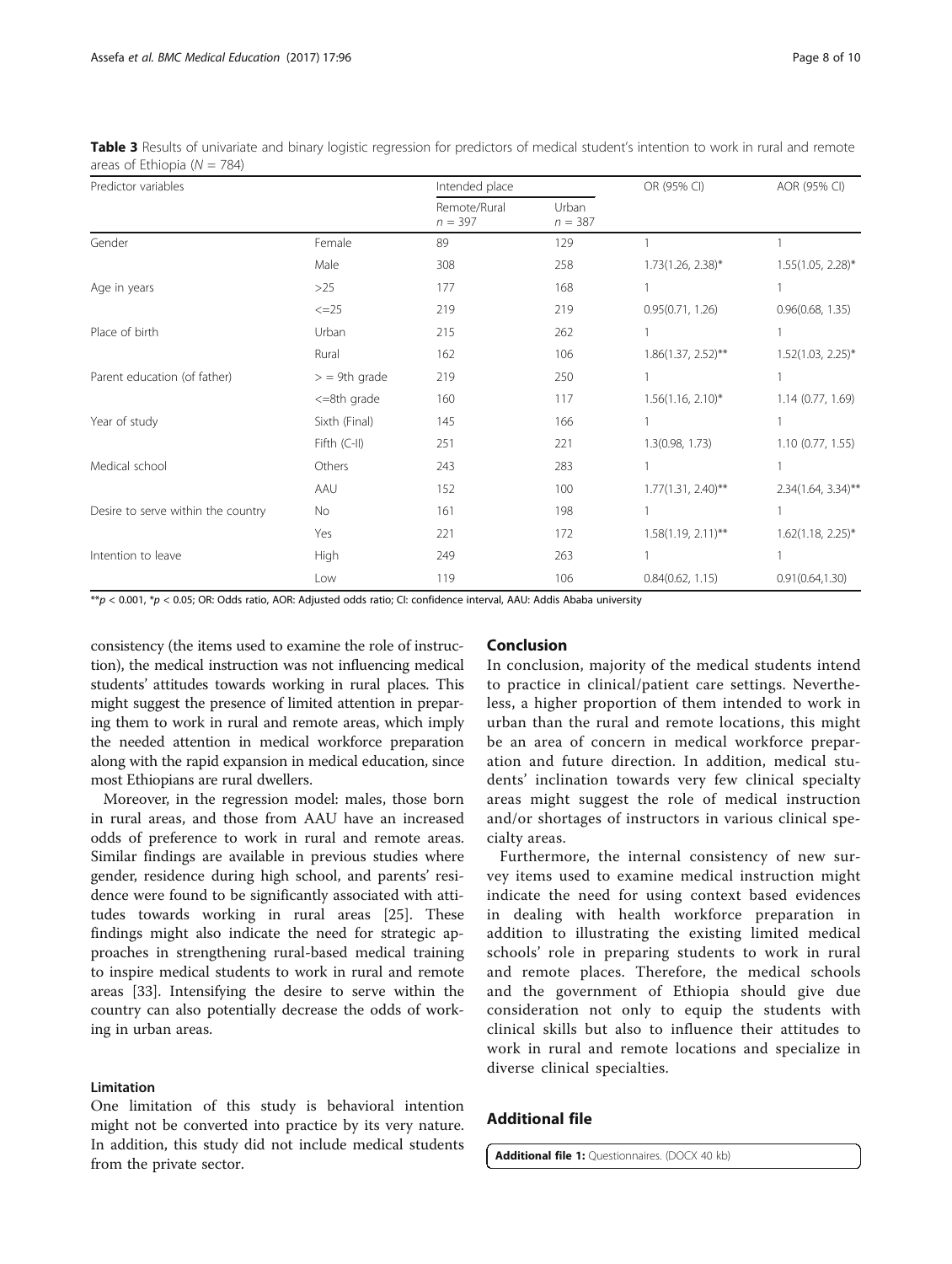**Table 3** Results of univariate and binary logistic regression for predictors of medical student's intention to work in rural and remote areas of Ethiopia ($N$ = 784)

| Predictor variables | | Intended place | | OR (95% CI) | AOR (95% CI) |
|---|---|---|---|---|---|
| | | Remote/Rural $n$ = 397 | Urban $n$ = 387 | | |
| Gender | Female | 89 | 129 | 1 | 1 |
| | Male | 308 | 258 | 1.73(1.26, 2.38)* | 1.55(1.05, 2.28)* |
| Age in years | >25 | 177 | 168 | 1 | 1 |
| | <=25 | 219 | 219 | 0.95(0.71, 1.26) | 0.96(0.68, 1.35) |
| Place of birth | Urban | 215 | 262 | 1 | 1 |
| | Rural | 162 | 106 | 1.86(1.37, 2.52)** | 1.52(1.03, 2.25)* |
| Parent education (of father) | > = 9th grade | 219 | 250 | 1 | 1 |
| | <=8th grade | 160 | 117 | 1.56(1.16, 2.10)* | 1.14 (0.77, 1.69) |
| Year of study | Sixth (Final) | 145 | 166 | 1 | 1 |
| | Fifth (C-II) | 251 | 221 | 1.3(0.98, 1.73) | 1.10 (0.77, 1.55) |
| Medical school | Others | 243 | 283 | 1 | 1 |
| | AAU | 152 | 100 | 1.77(1.31, 2.40)** | 2.34(1.64, 3.34)** |
| Desire to serve within the country | No | 161 | 198 | 1 | 1 |
| | Yes | 221 | 172 | 1.58(1.19, 2.11)** | 1.62(1.18, 2.25)* |
| Intention to leave | High | 249 | 263 | 1 | 1 |
| | Low | 119 | 106 | 0.84(0.62, 1.15) | 0.91(0.64,1.30) |

**$p < 0.001$, *$p < 0.05$; OR: Odds ratio, AOR: Adjusted odds ratio; CI: confidence interval, AAU: Addis Ababa university

consistency (the items used to examine the role of instruction), the medical instruction was not influencing medical students' attitudes towards working in rural places. This might suggest the presence of limited attention in preparing them to work in rural and remote areas, which imply the needed attention in medical workforce preparation along with the rapid expansion in medical education, since most Ethiopians are rural dwellers.

Moreover, in the regression model: males, those born in rural areas, and those from AAU have an increased odds of preference to work in rural and remote areas. Similar findings are available in previous studies where gender, residence during high school, and parents' residence were found to be significantly associated with attitudes towards working in rural areas [25]. These findings might also indicate the need for strategic approaches in strengthening rural-based medical training to inspire medical students to work in rural and remote areas [33]. Intensifying the desire to serve within the country can also potentially decrease the odds of working in urban areas.

### Limitation

One limitation of this study is behavioral intention might not be converted into practice by its very nature. In addition, this study did not include medical students from the private sector.

## Conclusion

In conclusion, majority of the medical students intend to practice in clinical/patient care settings. Nevertheless, a higher proportion of them intended to work in urban than the rural and remote locations, this might be an area of concern in medical workforce preparation and future direction. In addition, medical students' inclination towards very few clinical specialty areas might suggest the role of medical instruction and/or shortages of instructors in various clinical specialty areas.

Furthermore, the internal consistency of new survey items used to examine medical instruction might indicate the need for using context based evidences in dealing with health workforce preparation in addition to illustrating the existing limited medical schools' role in preparing students to work in rural and remote places. Therefore, the medical schools and the government of Ethiopia should give due consideration not only to equip the students with clinical skills but also to influence their attitudes to work in rural and remote locations and specialize in diverse clinical specialties.

## Additional file

**Additional file 1:** Questionnaires. (DOCX 40 kb)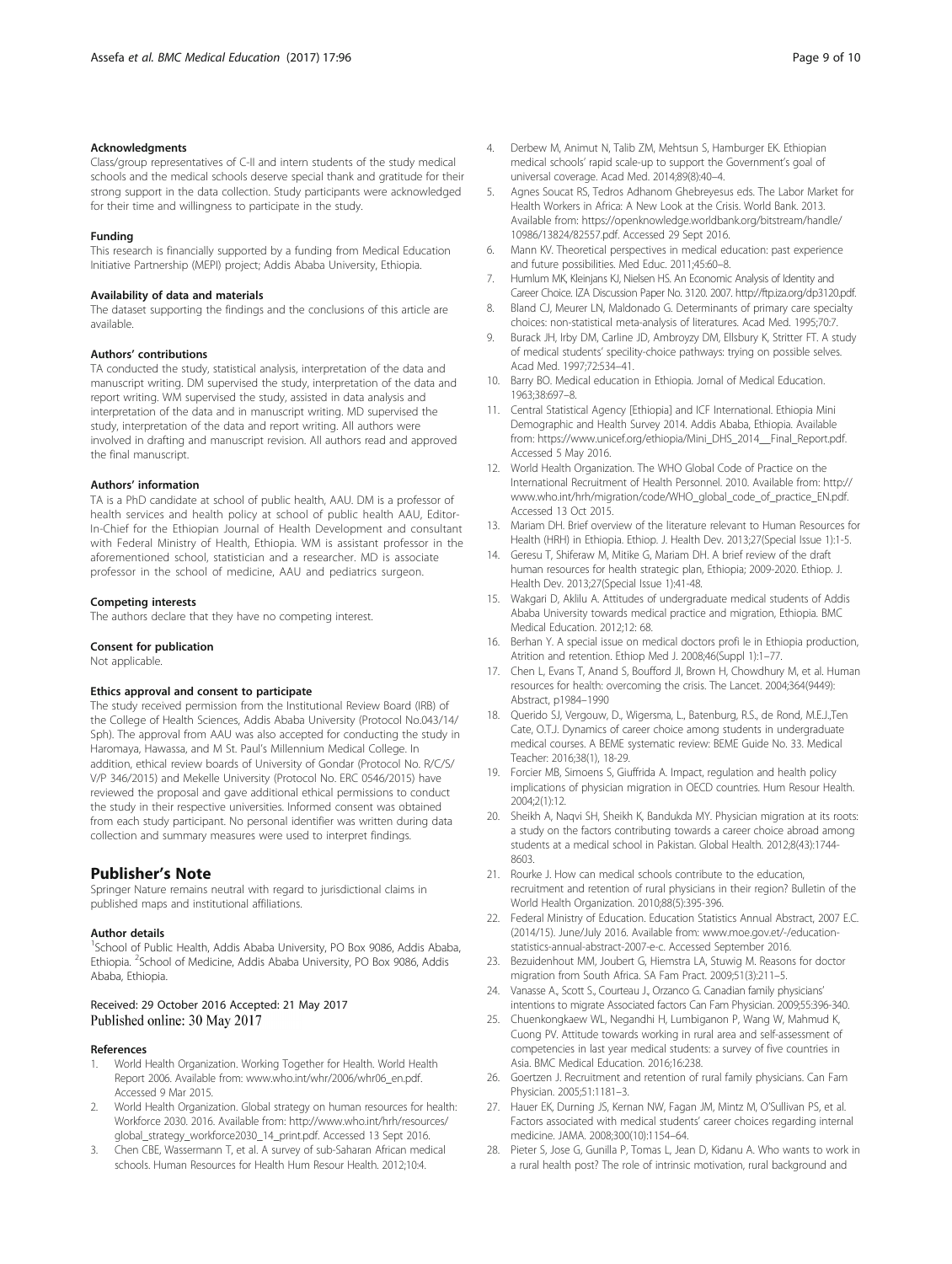#### Acknowledgments

Class/group representatives of C-II and intern students of the study medical schools and the medical schools deserve special thank and gratitude for their strong support in the data collection. Study participants were acknowledged for their time and willingness to participate in the study.

#### Funding

This research is financially supported by a funding from Medical Education Initiative Partnership (MEPI) project; Addis Ababa University, Ethiopia.

#### Availability of data and materials

The dataset supporting the findings and the conclusions of this article are available.

#### Authors' contributions

TA conducted the study, statistical analysis, interpretation of the data and manuscript writing. DM supervised the study, interpretation of the data and report writing. WM supervised the study, assisted in data analysis and interpretation of the data and in manuscript writing. MD supervised the study, interpretation of the data and report writing. All authors were involved in drafting and manuscript revision. All authors read and approved the final manuscript.

#### Authors' information

TA is a PhD candidate at school of public health, AAU. DM is a professor of health services and health policy at school of public health AAU, Editor-In-Chief for the Ethiopian Journal of Health Development and consultant with Federal Ministry of Health, Ethiopia. WM is assistant professor in the aforementioned school, statistician and a researcher. MD is associate professor in the school of medicine, AAU and pediatrics surgeon.

#### Competing interests

The authors declare that they have no competing interest.

#### Consent for publication

Not applicable.

#### Ethics approval and consent to participate

The study received permission from the Institutional Review Board (IRB) of the College of Health Sciences, Addis Ababa University (Protocol No.043/14/Sph). The approval from AAU was also accepted for conducting the study in Haromaya, Hawassa, and M St. Paul's Millennium Medical College. In addition, ethical review boards of University of Gondar (Protocol No. R/C/S/V/P 346/2015) and Mekelle University (Protocol No. ERC 0546/2015) have reviewed the proposal and gave additional ethical permissions to conduct the study in their respective universities. Informed consent was obtained from each study participant. No personal identifier was written during data collection and summary measures were used to interpret findings.

## Publisher's Note

Springer Nature remains neutral with regard to jurisdictional claims in published maps and institutional affiliations.

#### Author details

[1]School of Public Health, Addis Ababa University, PO Box 9086, Addis Ababa, Ethiopia. [2]School of Medicine, Addis Ababa University, PO Box 9086, Addis Ababa, Ethiopia.

Received: 29 October 2016 Accepted: 21 May 2017
Published online: 30 May 2017

#### References

1. World Health Organization. Working Together for Health. World Health Report 2006. Available from: www.who.int/whr/2006/whr06_en.pdf. Accessed 9 Mar 2015.
2. World Health Organization. Global strategy on human resources for health: Workforce 2030. 2016. Available from: http://www.who.int/hrh/resources/global_strategy_workforce2030_14_print.pdf. Accessed 13 Sept 2016.
3. Chen CBE, Wassermann T, et al. A survey of sub-Saharan African medical schools. Human Resources for Health Hum Resour Health. 2012;10:4.
4. Derbew M, Animut N, Talib ZM, Mehtsun S, Hamburger EK. Ethiopian medical schools' rapid scale-up to support the Government's goal of universal coverage. Acad Med. 2014;89(8):40–4.
5. Agnes Soucat RS, Tedros Adhanom Ghebreyesus eds. The Labor Market for Health Workers in Africa: A New Look at the Crisis. World Bank. 2013. Available from: https://openknowledge.worldbank.org/bitstream/handle/10986/13824/82557.pdf. Accessed 29 Sept 2016.
6. Mann KV. Theoretical perspectives in medical education: past experience and future possibilities. Med Educ. 2011;45:60–8.
7. Humlum MK, Kleinjans KJ, Nielsen HS. An Economic Analysis of Identity and Career Choice. IZA Discussion Paper No. 3120. 2007. http://ftp.iza.org/dp3120.pdf.
8. Bland CJ, Meurer LN, Maldonado G. Determinants of primary care specialty choices: non-statistical meta-analysis of literatures. Acad Med. 1995;70:7.
9. Burack JH, Irby DM, Carline JD, Ambroyzy DM, Ellsbury K, Stritter FT. A study of medical students' specility-choice pathways: trying on possible selves. Acad Med. 1997;72:534–41.
10. Barry BO. Medical education in Ethiopia. Jornal of Medical Education. 1963;38:697–8.
11. Central Statistical Agency [Ethiopia] and ICF International. Ethiopia Mini Demographic and Health Survey 2014. Addis Ababa, Ethiopia. Available from: https://www.unicef.org/ethiopia/Mini_DHS_2014__Final_Report.pdf. Accessed 5 May 2016.
12. World Health Organization. The WHO Global Code of Practice on the International Recruitment of Health Personnel. 2010. Available from: http://www.who.int/hrh/migration/code/WHO_global_code_of_practice_EN.pdf. Accessed 13 Oct 2015.
13. Mariam DH. Brief overview of the literature relevant to Human Resources for Health (HRH) in Ethiopia. Ethiop. J. Health Dev. 2013;27(Special Issue 1):1-5.
14. Geresu T, Shiferaw M, Mitike G, Mariam DH. A brief review of the draft human resources for health strategic plan, Ethiopia; 2009-2020. Ethiop. J. Health Dev. 2013;27(Special Issue 1):41-48.
15. Wakgari D, Aklilu A. Attitudes of undergraduate medical students of Addis Ababa University towards medical practice and migration, Ethiopia. BMC Medical Education. 2012;12: 68.
16. Berhan Y. A special issue on medical doctors profi le in Ethiopia production, Atrition and retention. Ethiop Med J. 2008;46(Suppl 1):1–77.
17. Chen L, Evans T, Anand S, Boufford JI, Brown H, Chowdhury M, et al. Human resources for health: overcoming the crisis. The Lancet. 2004;364(9449): Abstract, p1984–1990
18. Querido SJ, Vergouw, D., Wigersma, L., Batenburg, R.S., de Rond, M.E.J.,Ten Cate, O.T.J. Dynamics of career choice among students in undergraduate medical courses. A BEME systematic review: BEME Guide No. 33. Medical Teacher: 2016;38(1), 18-29.
19. Forcier MB, Simoens S, Giuffrida A. Impact, regulation and health policy implications of physician migration in OECD countries. Hum Resour Health. 2004;2(1):12.
20. Sheikh A, Naqvi SH, Sheikh K, Bandukda MY. Physician migration at its roots: a study on the factors contributing towards a career choice abroad among students at a medical school in Pakistan. Global Health. 2012;8(43):1744-8603.
21. Rourke J. How can medical schools contribute to the education, recruitment and retention of rural physicians in their region? Bulletin of the World Health Organization. 2010;88(5):395-396.
22. Federal Ministry of Education. Education Statistics Annual Abstract, 2007 E.C. (2014/15). June/July 2016. Available from: www.moe.gov.et/-/education-statistics-annual-abstract-2007-e-c. Accessed September 2016.
23. Bezuidenhout MM, Joubert G, Hiemstra LA, Stuwig M. Reasons for doctor migration from South Africa. SA Fam Pract. 2009;51(3):211–5.
24. Vanasse A., Scott S., Courteau J., Orzanco G. Canadian family physicians' intentions to migrate Associated factors Can Fam Physician. 2009;55:396-340.
25. Chuenkongkaew WL, Negandhi H, Lumbiganon P, Wang W, Mahmud K, Cuong PV. Attitude towards working in rural area and self-assessment of competencies in last year medical students: a survey of five countries in Asia. BMC Medical Education. 2016;16:238.
26. Goertzen J. Recruitment and retention of rural family physicians. Can Fam Physician. 2005;51:1181–3.
27. Hauer EK, Durning JS, Kernan NW, Fagan JM, Mintz M, O'Sullivan PS, et al. Factors associated with medical students' career choices regarding internal medicine. JAMA. 2008;300(10):1154–64.
28. Pieter S, Jose G, Gunilla P, Tomas L, Jean D, Kidanu A. Who wants to work in a rural health post? The role of intrinsic motivation, rural background and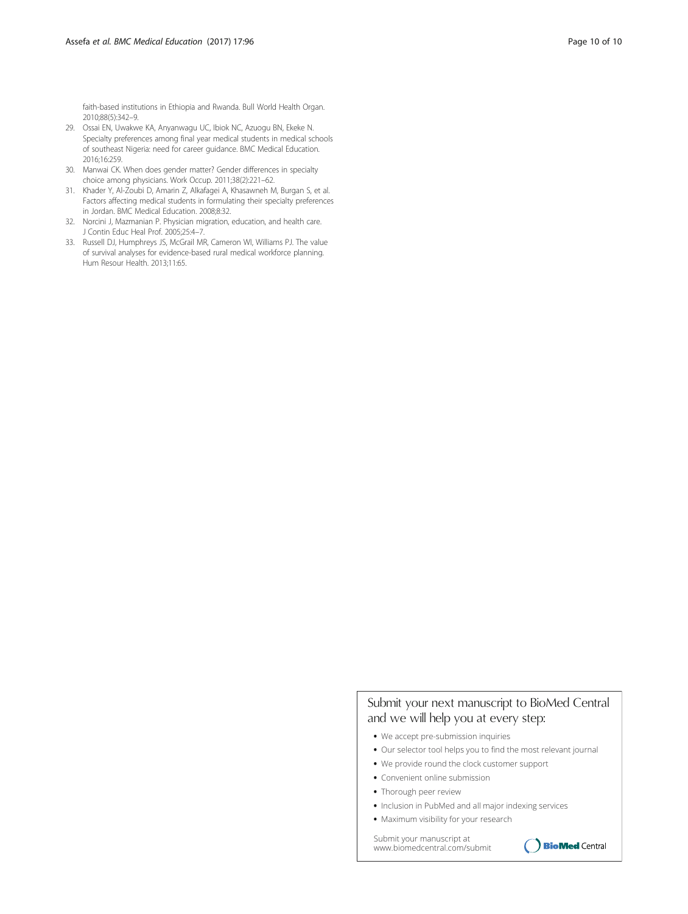faith-based institutions in Ethiopia and Rwanda. Bull World Health Organ. 2010;88(5):342–9.

29. Ossai EN, Uwakwe KA, Anyanwagu UC, Ibiok NC, Azuogu BN, Ekeke N. Specialty preferences among final year medical students in medical schools of southeast Nigeria: need for career guidance. BMC Medical Education. 2016;16:259.
30. Manwai CK. When does gender matter? Gender differences in specialty choice among physicians. Work Occup. 2011;38(2):221–62.
31. Khader Y, Al-Zoubi D, Amarin Z, Alkafagei A, Khasawneh M, Burgan S, et al. Factors affecting medical students in formulating their specialty preferences in Jordan. BMC Medical Education. 2008;8:32.
32. Norcini J, Mazmanian P. Physician migration, education, and health care. J Contin Educ Heal Prof. 2005;25:4–7.
33. Russell DJ, Humphreys JS, McGrail MR, Cameron WI, Williams PJ. The value of survival analyses for evidence-based rural medical workforce planning. Hum Resour Health. 2013;11:65.

Submit your next manuscript to BioMed Central and we will help you at every step:

- We accept pre-submission inquiries
- Our selector tool helps you to find the most relevant journal
- We provide round the clock customer support
- Convenient online submission
- Thorough peer review
- Inclusion in PubMed and all major indexing services
- Maximum visibility for your research

Submit your manuscript at
www.biomedcentral.com/submit

BioMed Central